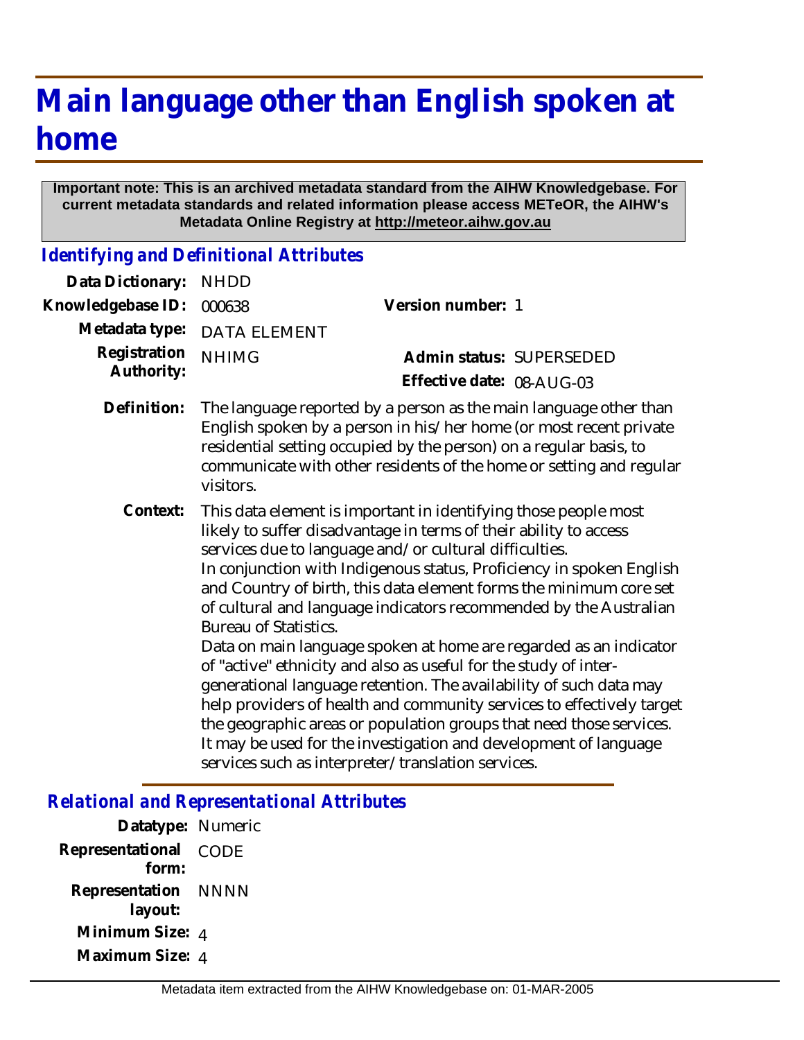# Main language other than English spoken at home

**Important note: This is an archived metadata standard from the AIHW Knowledgebase. For current metadata standards and related information please access METeOR, the AIHW's Metadata Online Registry at http://meteor.aihw.gov.au**

### *Identifying and Definitional Attributes*

**Data Dictionary:** NHDD

**Knowledgebase ID:** 000638

**Version number:** 1

**Metadata type:** DATA ELEMENT

**Registration Authority:** NHIMG

**Admin status:** SUPERSEDED

**Effective date:** 08-AUG-03

**Definition:** The language reported by a person as the main language other than English spoken by a person in his/her home (or most recent private residential setting occupied by the person) on a regular basis, to communicate with other residents of the home or setting and regular visitors.

**Context:** This data element is important in identifying those people most likely to suffer disadvantage in terms of their ability to access services due to language and/or cultural difficulties.
In conjunction with Indigenous status, Proficiency in spoken English and Country of birth, this data element forms the minimum core set of cultural and language indicators recommended by the Australian Bureau of Statistics.
Data on main language spoken at home are regarded as an indicator of "active" ethnicity and also as useful for the study of inter-generational language retention. The availability of such data may help providers of health and community services to effectively target the geographic areas or population groups that need those services. It may be used for the investigation and development of language services such as interpreter/translation services.

### *Relational and Representational Attributes*

**Datatype:** Numeric

**Representational form:** CODE

**Representation layout:** NNNN

**Minimum Size:** 4

**Maximum Size:** 4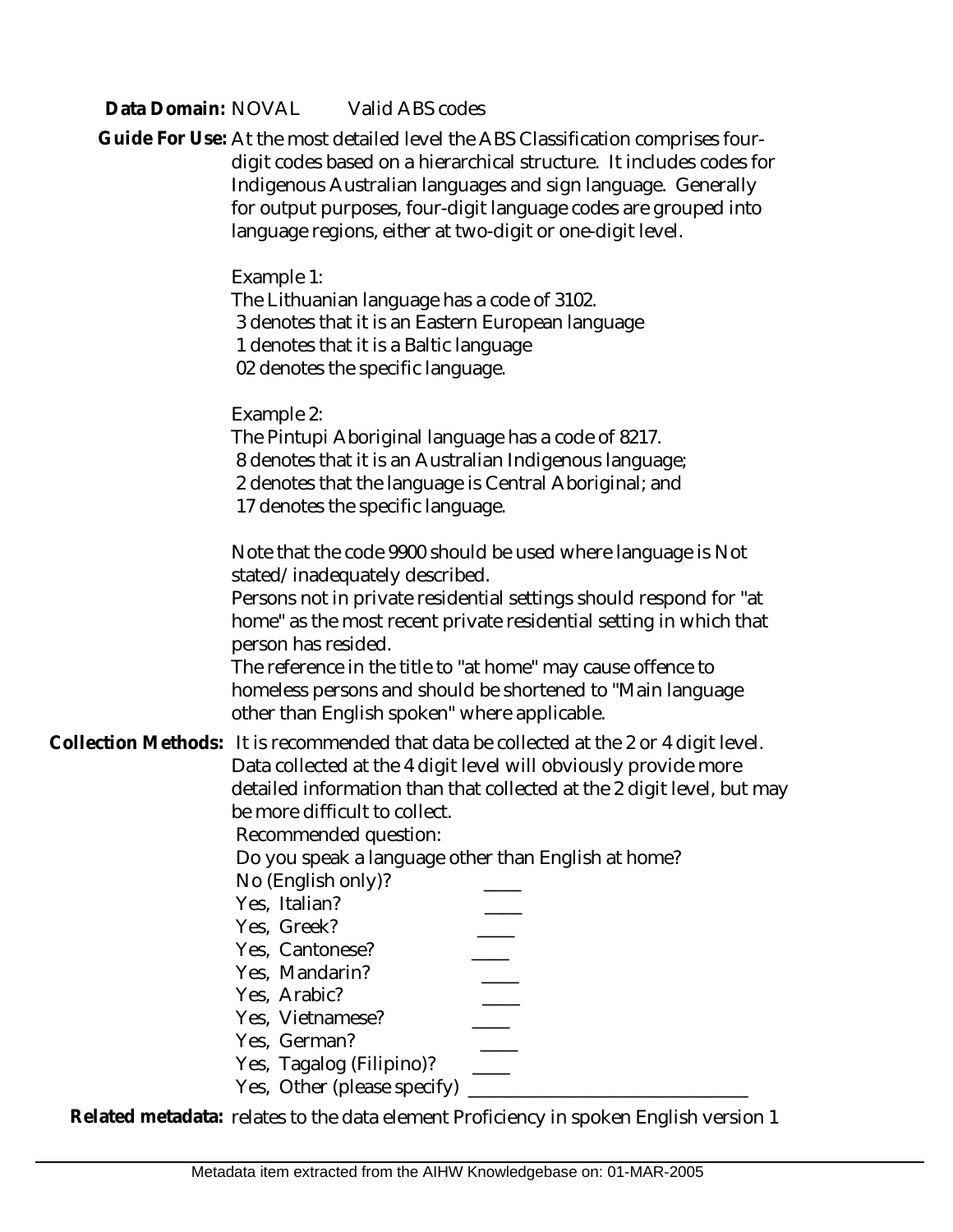**Data Domain:** NOVAL Valid ABS codes

**Guide For Use:** At the most detailed level the ABS Classification comprises four-digit codes based on a hierarchical structure. It includes codes for Indigenous Australian languages and sign language. Generally for output purposes, four-digit language codes are grouped into language regions, either at two-digit or one-digit level.

Example 1:
The Lithuanian language has a code of 3102.
3 denotes that it is an Eastern European language
1 denotes that it is a Baltic language
02 denotes the specific language.

Example 2:
The Pintupi Aboriginal language has a code of 8217.
8 denotes that it is an Australian Indigenous language;
2 denotes that the language is Central Aboriginal; and
17 denotes the specific language.

Note that the code 9900 should be used where language is Not stated/inadequately described.
Persons not in private residential settings should respond for "at home" as the most recent private residential setting in which that person has resided.
The reference in the title to "at home" may cause offence to homeless persons and should be shortened to "Main language other than English spoken" where applicable.

**Collection Methods:** It is recommended that data be collected at the 2 or 4 digit level. Data collected at the 4 digit level will obviously provide more detailed information than that collected at the 2 digit level, but may be more difficult to collect.
Recommended question:
Do you speak a language other than English at home?
No (English only)? ____
Yes, Italian? ____
Yes, Greek? ____
Yes, Cantonese? ____
Yes, Mandarin? ____
Yes, Arabic? ____
Yes, Vietnamese? ____
Yes, German? ____
Yes, Tagalog (Filipino)? ____
Yes, Other (please specify) ______________________________

**Related metadata:** relates to the data element Proficiency in spoken English version 1

Metadata item extracted from the AIHW Knowledgebase on: 01-MAR-2005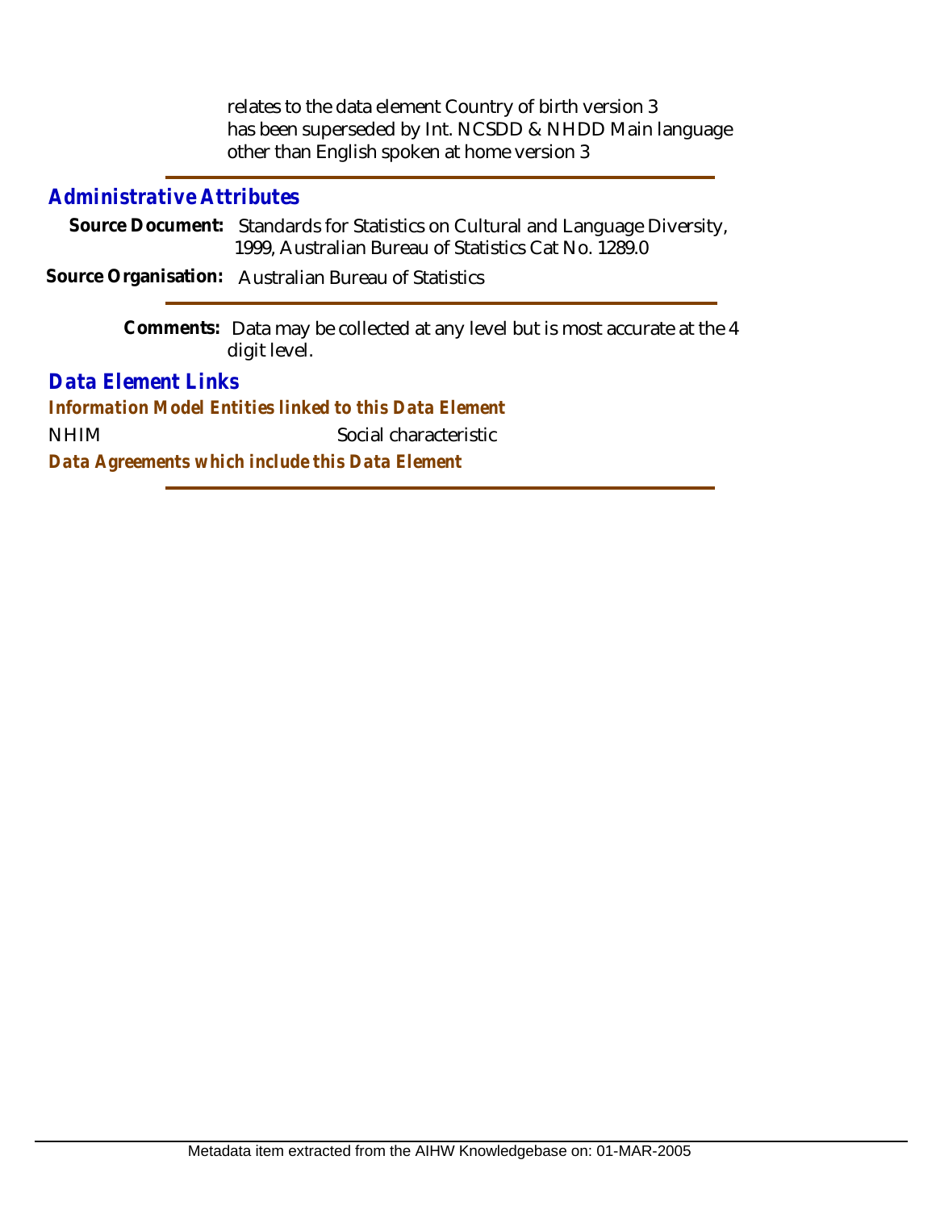relates to the data element Country of birth version 3
has been superseded by Int. NCSDD & NHDD Main language other than English spoken at home version 3

## Administrative Attributes

**Source Document:** Standards for Statistics on Cultural and Language Diversity, 1999, Australian Bureau of Statistics Cat No. 1289.0

**Source Organisation:** Australian Bureau of Statistics

**Comments:** Data may be collected at any level but is most accurate at the 4 digit level.

## Data Element Links

### Information Model Entities linked to this Data Element

| | |
|---|---|
| NHIM | Social characteristic |

### Data Agreements which include this Data Element

Metadata item extracted from the AIHW Knowledgebase on: 01-MAR-2005